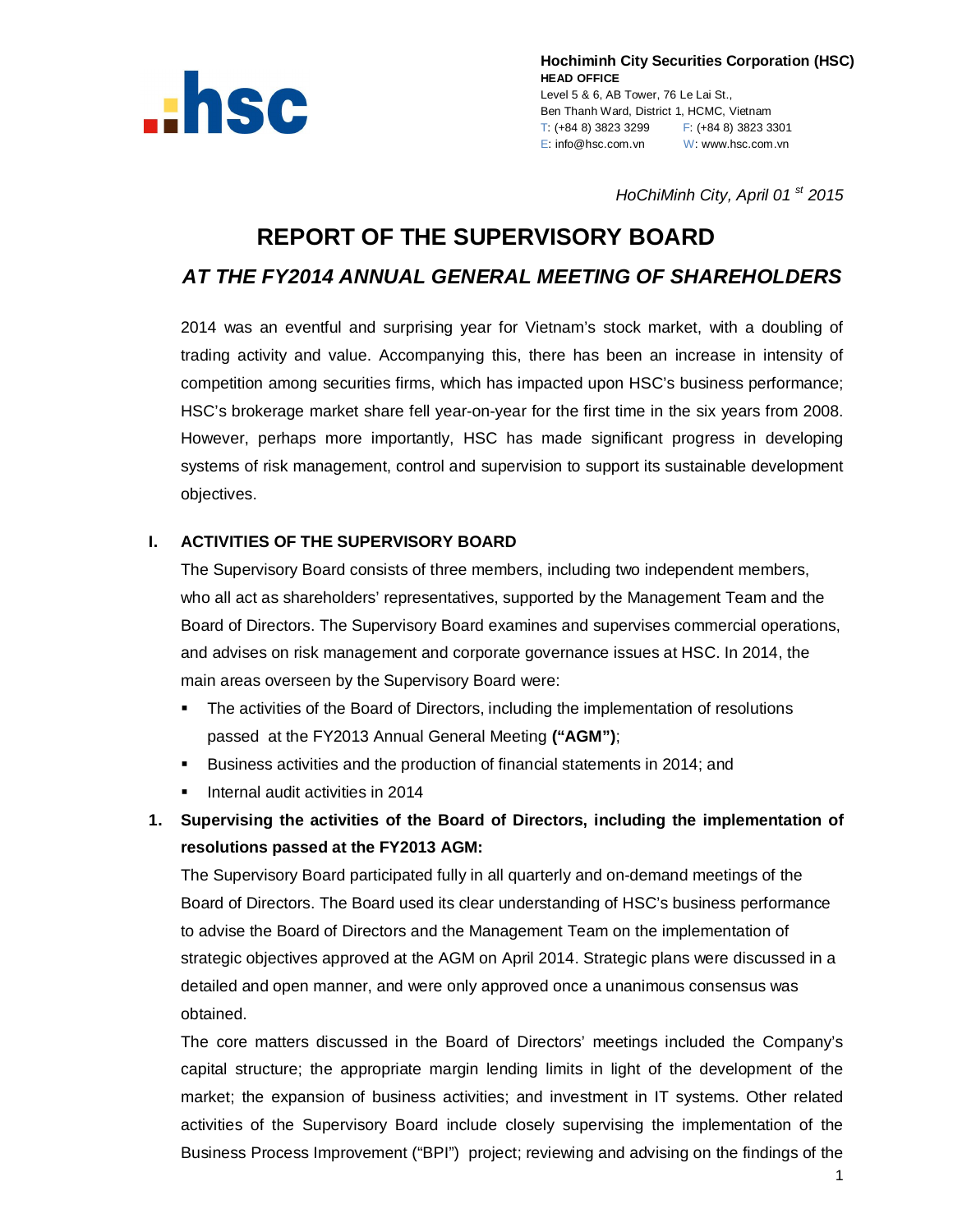**Hochiminh City Securities Corporation (HSC)**
**HEAD OFFICE**
Level 5 & 6, AB Tower, 76 Le Lai St.,
Ben Thanh Ward, District 1, HCMC, Vietnam
T: (+84 8) 3823 3299 F: (+84 8) 3823 3301
E: info@hsc.com.vn W: www.hsc.com.vn

*HoChiMinh City, April 01st 2015*

# REPORT OF THE SUPERVISORY BOARD

## *AT THE FY2014 ANNUAL GENERAL MEETING OF SHAREHOLDERS*

2014 was an eventful and surprising year for Vietnam's stock market, with a doubling of trading activity and value. Accompanying this, there has been an increase in intensity of competition among securities firms, which has impacted upon HSC's business performance; HSC's brokerage market share fell year-on-year for the first time in the six years from 2008. However, perhaps more importantly, HSC has made significant progress in developing systems of risk management, control and supervision to support its sustainable development objectives.

### I. ACTIVITIES OF THE SUPERVISORY BOARD

The Supervisory Board consists of three members, including two independent members, who all act as shareholders' representatives, supported by the Management Team and the Board of Directors. The Supervisory Board examines and supervises commercial operations, and advises on risk management and corporate governance issues at HSC. In 2014, the main areas overseen by the Supervisory Board were:

- The activities of the Board of Directors, including the implementation of resolutions passed at the FY2013 Annual General Meeting **("AGM")**;
- Business activities and the production of financial statements in 2014; and
- Internal audit activities in 2014

#### 1. Supervising the activities of the Board of Directors, including the implementation of resolutions passed at the FY2013 AGM:

The Supervisory Board participated fully in all quarterly and on-demand meetings of the Board of Directors. The Board used its clear understanding of HSC's business performance to advise the Board of Directors and the Management Team on the implementation of strategic objectives approved at the AGM on April 2014. Strategic plans were discussed in a detailed and open manner, and were only approved once a unanimous consensus was obtained.

The core matters discussed in the Board of Directors' meetings included the Company's capital structure; the appropriate margin lending limits in light of the development of the market; the expansion of business activities; and investment in IT systems. Other related activities of the Supervisory Board include closely supervising the implementation of the Business Process Improvement ("BPI") project; reviewing and advising on the findings of the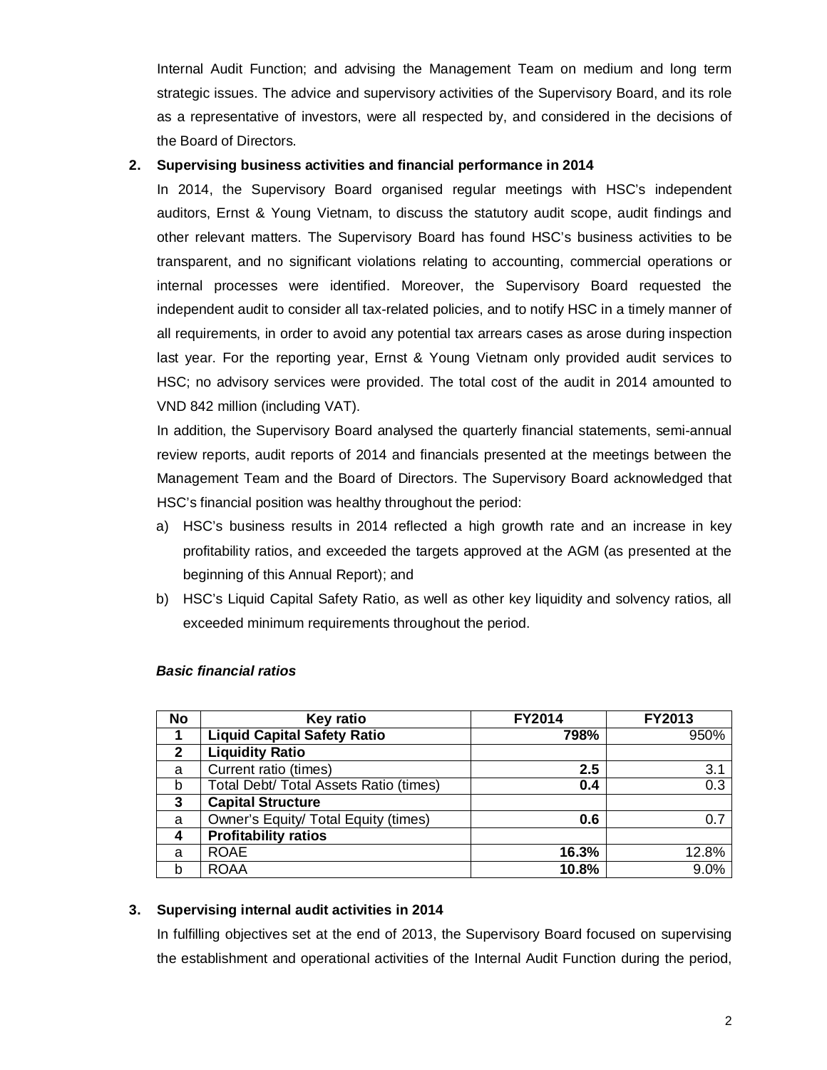Internal Audit Function; and advising the Management Team on medium and long term strategic issues. The advice and supervisory activities of the Supervisory Board, and its role as a representative of investors, were all respected by, and considered in the decisions of the Board of Directors.

**2. Supervising business activities and financial performance in 2014**

In 2014, the Supervisory Board organised regular meetings with HSC's independent auditors, Ernst & Young Vietnam, to discuss the statutory audit scope, audit findings and other relevant matters. The Supervisory Board has found HSC's business activities to be transparent, and no significant violations relating to accounting, commercial operations or internal processes were identified. Moreover, the Supervisory Board requested the independent audit to consider all tax-related policies, and to notify HSC in a timely manner of all requirements, in order to avoid any potential tax arrears cases as arose during inspection last year. For the reporting year, Ernst & Young Vietnam only provided audit services to HSC; no advisory services were provided. The total cost of the audit in 2014 amounted to VND 842 million (including VAT).

In addition, the Supervisory Board analysed the quarterly financial statements, semi-annual review reports, audit reports of 2014 and financials presented at the meetings between the Management Team and the Board of Directors. The Supervisory Board acknowledged that HSC's financial position was healthy throughout the period:

a) HSC's business results in 2014 reflected a high growth rate and an increase in key profitability ratios, and exceeded the targets approved at the AGM (as presented at the beginning of this Annual Report); and

b) HSC's Liquid Capital Safety Ratio, as well as other key liquidity and solvency ratios, all exceeded minimum requirements throughout the period.

***Basic financial ratios***

| No | Key ratio | FY2014 | FY2013 |
|---|---|---|---|
| **1** | **Liquid Capital Safety Ratio** | **798%** | 950% |
| **2** | **Liquidity Ratio** | | |
| a | Current ratio (times) | **2.5** | 3.1 |
| b | Total Debt/ Total Assets Ratio (times) | **0.4** | 0.3 |
| **3** | **Capital Structure** | | |
| a | Owner's Equity/ Total Equity (times) | **0.6** | 0.7 |
| **4** | **Profitability ratios** | | |
| a | ROAE | **16.3%** | 12.8% |
| b | ROAA | **10.8%** | 9.0% |

**3. Supervising internal audit activities in 2014**

In fulfilling objectives set at the end of 2013, the Supervisory Board focused on supervising the establishment and operational activities of the Internal Audit Function during the period,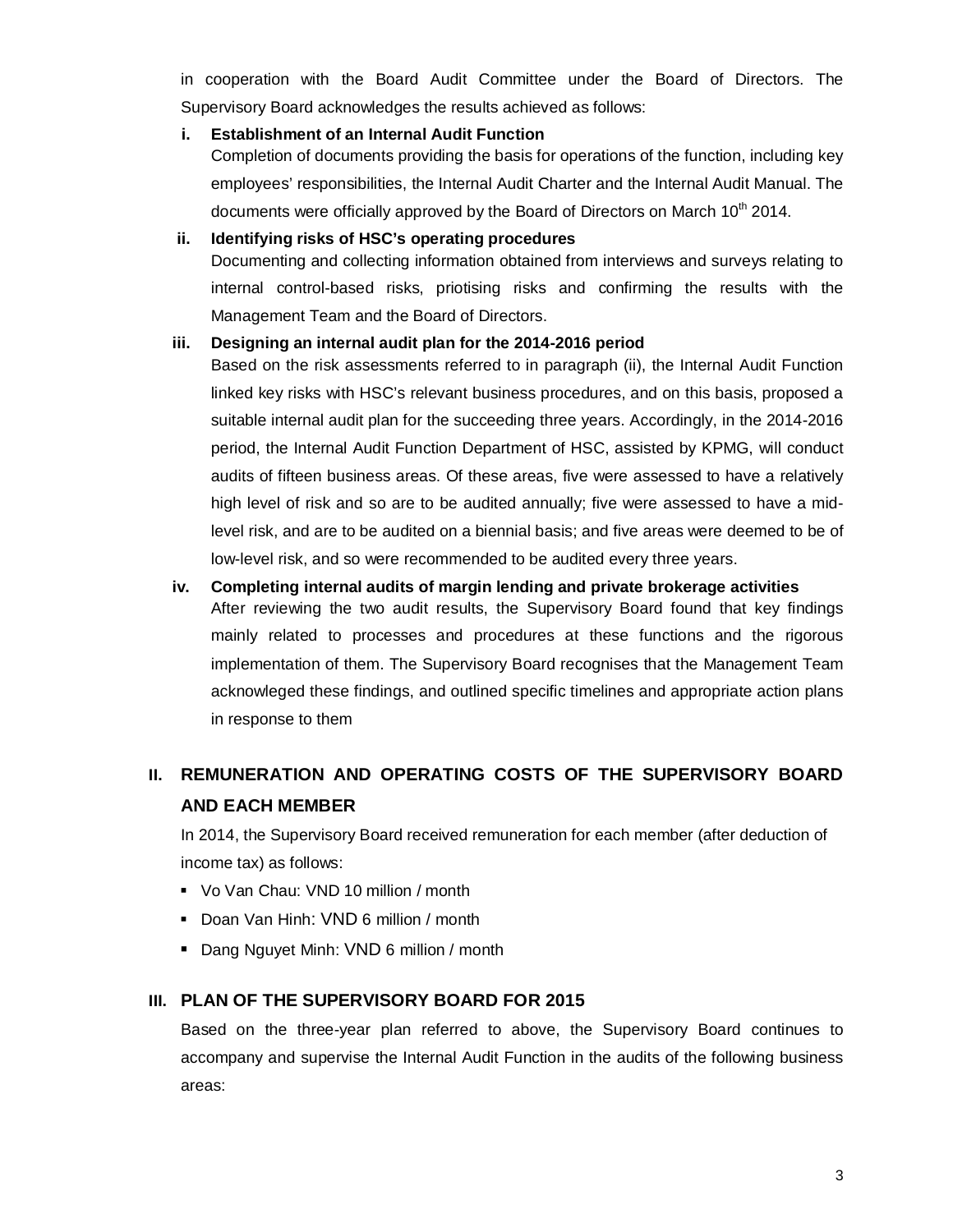in cooperation with the Board Audit Committee under the Board of Directors. The Supervisory Board acknowledges the results achieved as follows:

**i. Establishment of an Internal Audit Function**

Completion of documents providing the basis for operations of the function, including key employees' responsibilities, the Internal Audit Charter and the Internal Audit Manual. The documents were officially approved by the Board of Directors on March 10th 2014.

**ii. Identifying risks of HSC's operating procedures**

Documenting and collecting information obtained from interviews and surveys relating to internal control-based risks, priotising risks and confirming the results with the Management Team and the Board of Directors.

**iii. Designing an internal audit plan for the 2014-2016 period**

Based on the risk assessments referred to in paragraph (ii), the Internal Audit Function linked key risks with HSC's relevant business procedures, and on this basis, proposed a suitable internal audit plan for the succeeding three years. Accordingly, in the 2014-2016 period, the Internal Audit Function Department of HSC, assisted by KPMG, will conduct audits of fifteen business areas. Of these areas, five were assessed to have a relatively high level of risk and so are to be audited annually; five were assessed to have a mid-level risk, and are to be audited on a biennial basis; and five areas were deemed to be of low-level risk, and so were recommended to be audited every three years.

**iv. Completing internal audits of margin lending and private brokerage activities**

After reviewing the two audit results, the Supervisory Board found that key findings mainly related to processes and procedures at these functions and the rigorous implementation of them. The Supervisory Board recognises that the Management Team acknowleged these findings, and outlined specific timelines and appropriate action plans in response to them

## II. REMUNERATION AND OPERATING COSTS OF THE SUPERVISORY BOARD AND EACH MEMBER

In 2014, the Supervisory Board received remuneration for each member (after deduction of income tax) as follows:

- Vo Van Chau: VND 10 million / month
- Doan Van Hinh: VND 6 million / month
- Dang Nguyet Minh: VND 6 million / month

## III. PLAN OF THE SUPERVISORY BOARD FOR 2015

Based on the three-year plan referred to above, the Supervisory Board continues to accompany and supervise the Internal Audit Function in the audits of the following business areas: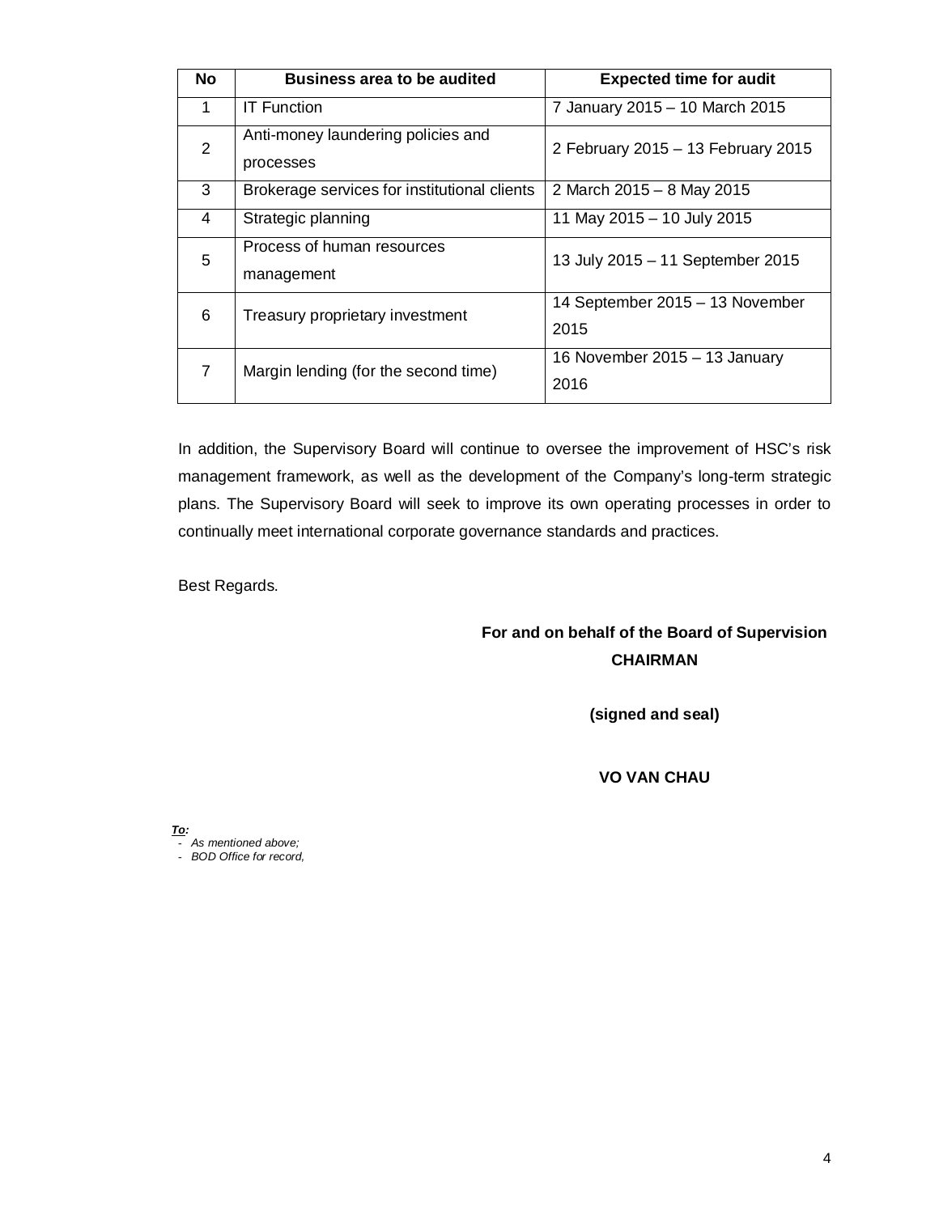| No | Business area to be audited | Expected time for audit |
|---|---|---|
| 1 | IT Function | 7 January 2015 – 10 March 2015 |
| 2 | Anti-money laundering policies and processes | 2 February 2015 – 13 February 2015 |
| 3 | Brokerage services for institutional clients | 2 March 2015 – 8 May 2015 |
| 4 | Strategic planning | 11 May 2015 – 10 July 2015 |
| 5 | Process of human resources management | 13 July 2015 – 11 September 2015 |
| 6 | Treasury proprietary investment | 14 September 2015 – 13 November 2015 |
| 7 | Margin lending (for the second time) | 16 November 2015 – 13 January 2016 |

In addition, the Supervisory Board will continue to oversee the improvement of HSC's risk management framework, as well as the development of the Company's long-term strategic plans. The Supervisory Board will seek to improve its own operating processes in order to continually meet international corporate governance standards and practices.

Best Regards.

**For and on behalf of the Board of Supervision**
**CHAIRMAN**

**(signed and seal)**

**VO VAN CHAU**

***To:***
- *As mentioned above;*
- *BOD Office for record,*